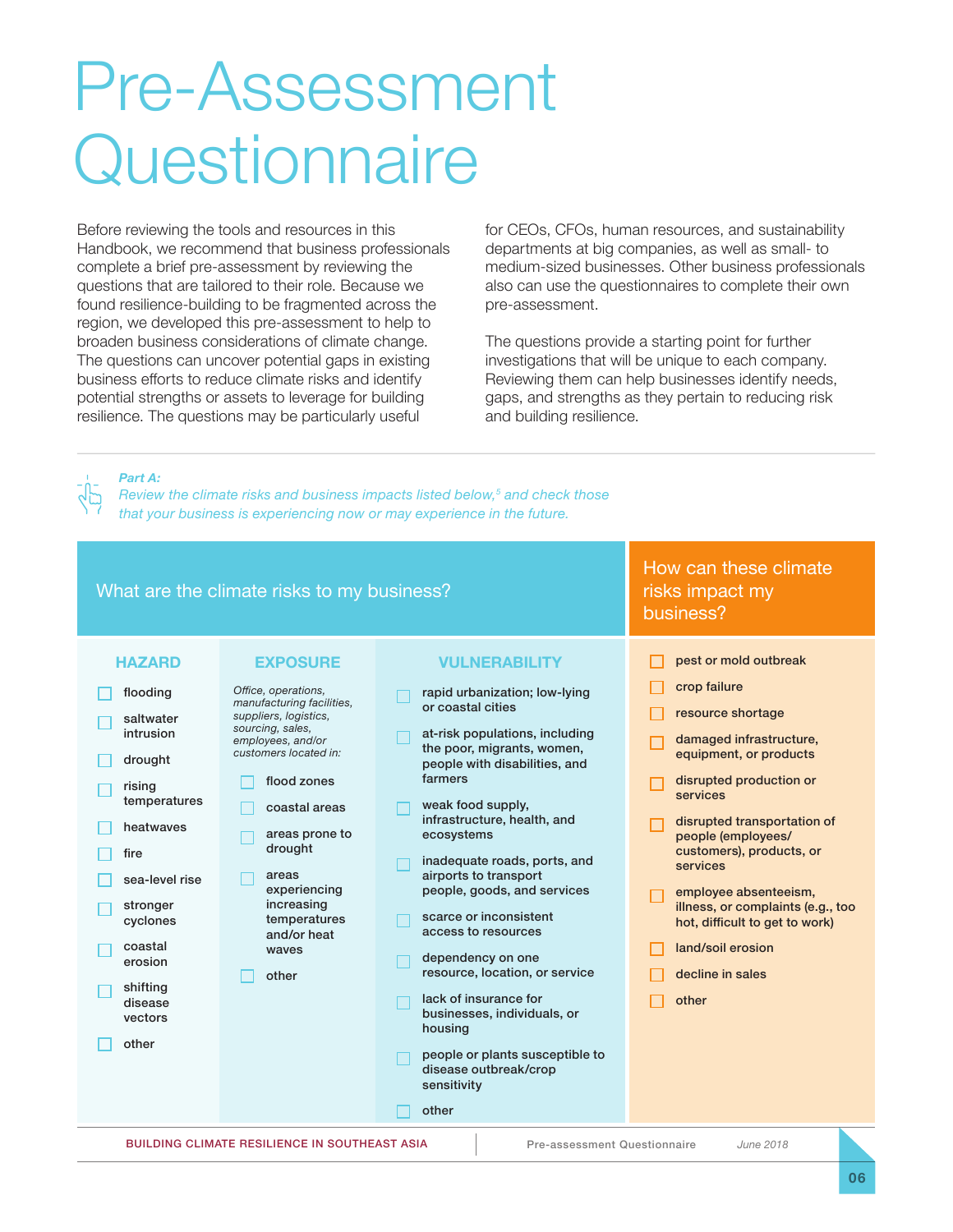# Pre-Assessment Questionnaire

Before reviewing the tools and resources in this Handbook, we recommend that business professionals complete a brief pre-assessment by reviewing the questions that are tailored to their role. Because we found resilience-building to be fragmented across the region, we developed this pre-assessment to help to broaden business considerations of climate change. The questions can uncover potential gaps in existing business efforts to reduce climate risks and identify potential strengths or assets to leverage for building resilience. The questions may be particularly useful for CEOs, CFOs, human resources, and sustainability departments at big companies, as well as small- to medium-sized businesses. Other business professionals also can use the questionnaires to complete their own pre-assessment.

The questions provide a starting point for further investigations that will be unique to each company. Reviewing them can help businesses identify needs, gaps, and strengths as they pertain to reducing risk and building resilience.

***Part A:***
*Review the climate risks and business impacts listed below,[5] and check those that your business is experiencing now or may experience in the future.*

## What are the climate risks to my business?

### HAZARD

- [ ] flooding
- [ ] saltwater intrusion
- [ ] drought
- [ ] rising temperatures
- [ ] heatwaves
- [ ] fire
- [ ] sea-level rise
- [ ] stronger cyclones
- [ ] coastal erosion
- [ ] shifting disease vectors
- [ ] other

### EXPOSURE

*Office, operations, manufacturing facilities, suppliers, logistics, sourcing, sales, employees, and/or customers located in:*

- [ ] flood zones
- [ ] coastal areas
- [ ] areas prone to drought
- [ ] areas experiencing increasing temperatures and/or heat waves
- [ ] other

### VULNERABILITY

- [ ] rapid urbanization; low-lying or coastal cities
- [ ] at-risk populations, including the poor, migrants, women, people with disabilities, and farmers
- [ ] weak food supply, infrastructure, health, and ecosystems
- [ ] inadequate roads, ports, and airports to transport people, goods, and services
- [ ] scarce or inconsistent access to resources
- [ ] dependency on one resource, location, or service
- [ ] lack of insurance for businesses, individuals, or housing
- [ ] people or plants susceptible to disease outbreak/crop sensitivity
- [ ] other

## How can these climate risks impact my business?

- [ ] pest or mold outbreak
- [ ] crop failure
- [ ] resource shortage
- [ ] damaged infrastructure, equipment, or products
- [ ] disrupted production or services
- [ ] disrupted transportation of people (employees/customers), products, or services
- [ ] employee absenteeism, illness, or complaints (e.g., too hot, difficult to get to work)
- [ ] land/soil erosion
- [ ] decline in sales
- [ ] other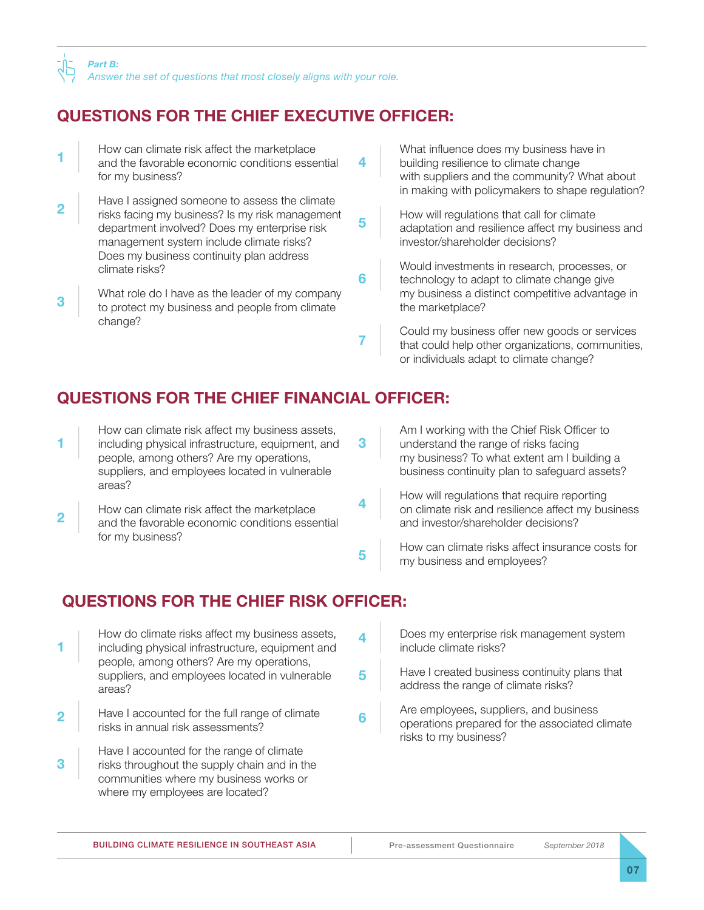*Part B:*
*Answer the set of questions that most closely aligns with your role.*

## QUESTIONS FOR THE CHIEF EXECUTIVE OFFICER:

1. How can climate risk affect the marketplace and the favorable economic conditions essential for my business?
2. Have I assigned someone to assess the climate risks facing my business? Is my risk management department involved? Does my enterprise risk management system include climate risks? Does my business continuity plan address climate risks?
3. What role do I have as the leader of my company to protect my business and people from climate change?
4. What influence does my business have in building resilience to climate change with suppliers and the community? What about in making with policymakers to shape regulation?
5. How will regulations that call for climate adaptation and resilience affect my business and investor/shareholder decisions?
6. Would investments in research, processes, or technology to adapt to climate change give my business a distinct competitive advantage in the marketplace?
7. Could my business offer new goods or services that could help other organizations, communities, or individuals adapt to climate change?

## QUESTIONS FOR THE CHIEF FINANCIAL OFFICER:

1. How can climate risk affect my business assets, including physical infrastructure, equipment, and people, among others? Are my operations, suppliers, and employees located in vulnerable areas?
2. How can climate risk affect the marketplace and the favorable economic conditions essential for my business?
3. Am I working with the Chief Risk Officer to understand the range of risks facing my business? To what extent am I building a business continuity plan to safeguard assets?
4. How will regulations that require reporting on climate risk and resilience affect my business and investor/shareholder decisions?
5. How can climate risks affect insurance costs for my business and employees?

## QUESTIONS FOR THE CHIEF RISK OFFICER:

1. How do climate risks affect my business assets, including physical infrastructure, equipment and people, among others? Are my operations, suppliers, and employees located in vulnerable areas?
2. Have I accounted for the full range of climate risks in annual risk assessments?
3. Have I accounted for the range of climate risks throughout the supply chain and in the communities where my business works or where my employees are located?
4. Does my enterprise risk management system include climate risks?
5. Have I created business continuity plans that address the range of climate risks?
6. Are employees, suppliers, and business operations prepared for the associated climate risks to my business?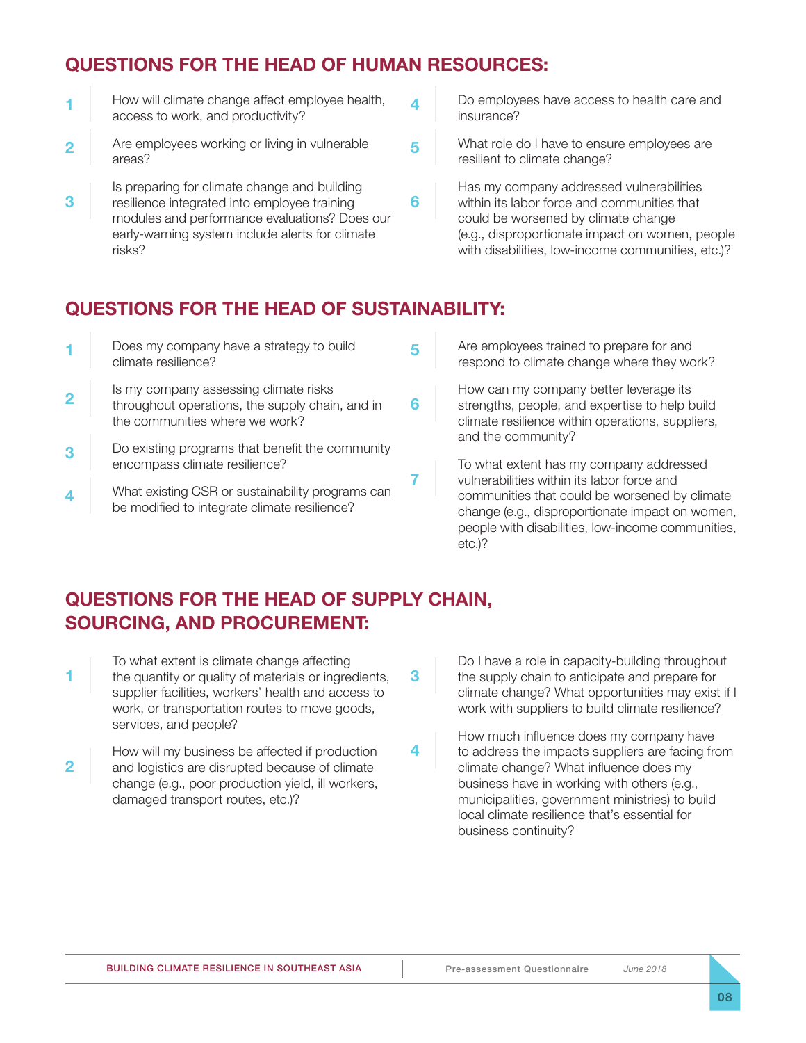## QUESTIONS FOR THE HEAD OF HUMAN RESOURCES:

1. How will climate change affect employee health, access to work, and productivity?
2. Are employees working or living in vulnerable areas?
3. Is preparing for climate change and building resilience integrated into employee training modules and performance evaluations? Does our early-warning system include alerts for climate risks?
4. Do employees have access to health care and insurance?
5. What role do I have to ensure employees are resilient to climate change?
6. Has my company addressed vulnerabilities within its labor force and communities that could be worsened by climate change (e.g., disproportionate impact on women, people with disabilities, low-income communities, etc.)?

## QUESTIONS FOR THE HEAD OF SUSTAINABILITY:

1. Does my company have a strategy to build climate resilience?
2. Is my company assessing climate risks throughout operations, the supply chain, and in the communities where we work?
3. Do existing programs that benefit the community encompass climate resilience?
4. What existing CSR or sustainability programs can be modified to integrate climate resilience?
5. Are employees trained to prepare for and respond to climate change where they work?
6. How can my company better leverage its strengths, people, and expertise to help build climate resilience within operations, suppliers, and the community?
7. To what extent has my company addressed vulnerabilities within its labor force and communities that could be worsened by climate change (e.g., disproportionate impact on women, people with disabilities, low-income communities, etc.)?

## QUESTIONS FOR THE HEAD OF SUPPLY CHAIN, SOURCING, AND PROCUREMENT:

1. To what extent is climate change affecting the quantity or quality of materials or ingredients, supplier facilities, workers' health and access to work, or transportation routes to move goods, services, and people?
2. How will my business be affected if production and logistics are disrupted because of climate change (e.g., poor production yield, ill workers, damaged transport routes, etc.)?
3. Do I have a role in capacity-building throughout the supply chain to anticipate and prepare for climate change? What opportunities may exist if I work with suppliers to build climate resilience?
4. How much influence does my company have to address the impacts suppliers are facing from climate change? What influence does my business have in working with others (e.g., municipalities, government ministries) to build local climate resilience that's essential for business continuity?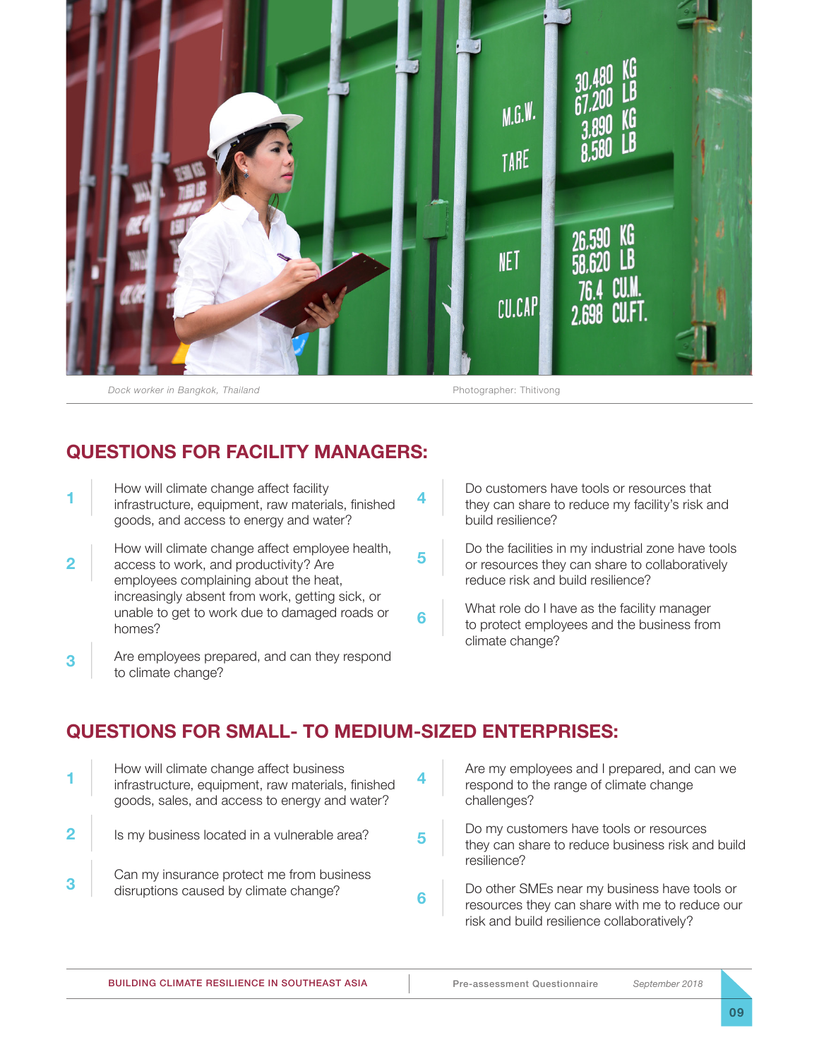Dock worker in Bangkok, Thailand

Photographer: Thitivong

## QUESTIONS FOR FACILITY MANAGERS:

1. How will climate change affect facility infrastructure, equipment, raw materials, finished goods, and access to energy and water?
2. How will climate change affect employee health, access to work, and productivity? Are employees complaining about the heat, increasingly absent from work, getting sick, or unable to get to work due to damaged roads or homes?
3. Are employees prepared, and can they respond to climate change?
4. Do customers have tools or resources that they can share to reduce my facility's risk and build resilience?
5. Do the facilities in my industrial zone have tools or resources they can share to collaboratively reduce risk and build resilience?
6. What role do I have as the facility manager to protect employees and the business from climate change?

## QUESTIONS FOR SMALL- TO MEDIUM-SIZED ENTERPRISES:

1. How will climate change affect business infrastructure, equipment, raw materials, finished goods, sales, and access to energy and water?
2. Is my business located in a vulnerable area?
3. Can my insurance protect me from business disruptions caused by climate change?
4. Are my employees and I prepared, and can we respond to the range of climate change challenges?
5. Do my customers have tools or resources they can share to reduce business risk and build resilience?
6. Do other SMEs near my business have tools or resources they can share with me to reduce our risk and build resilience collaboratively?